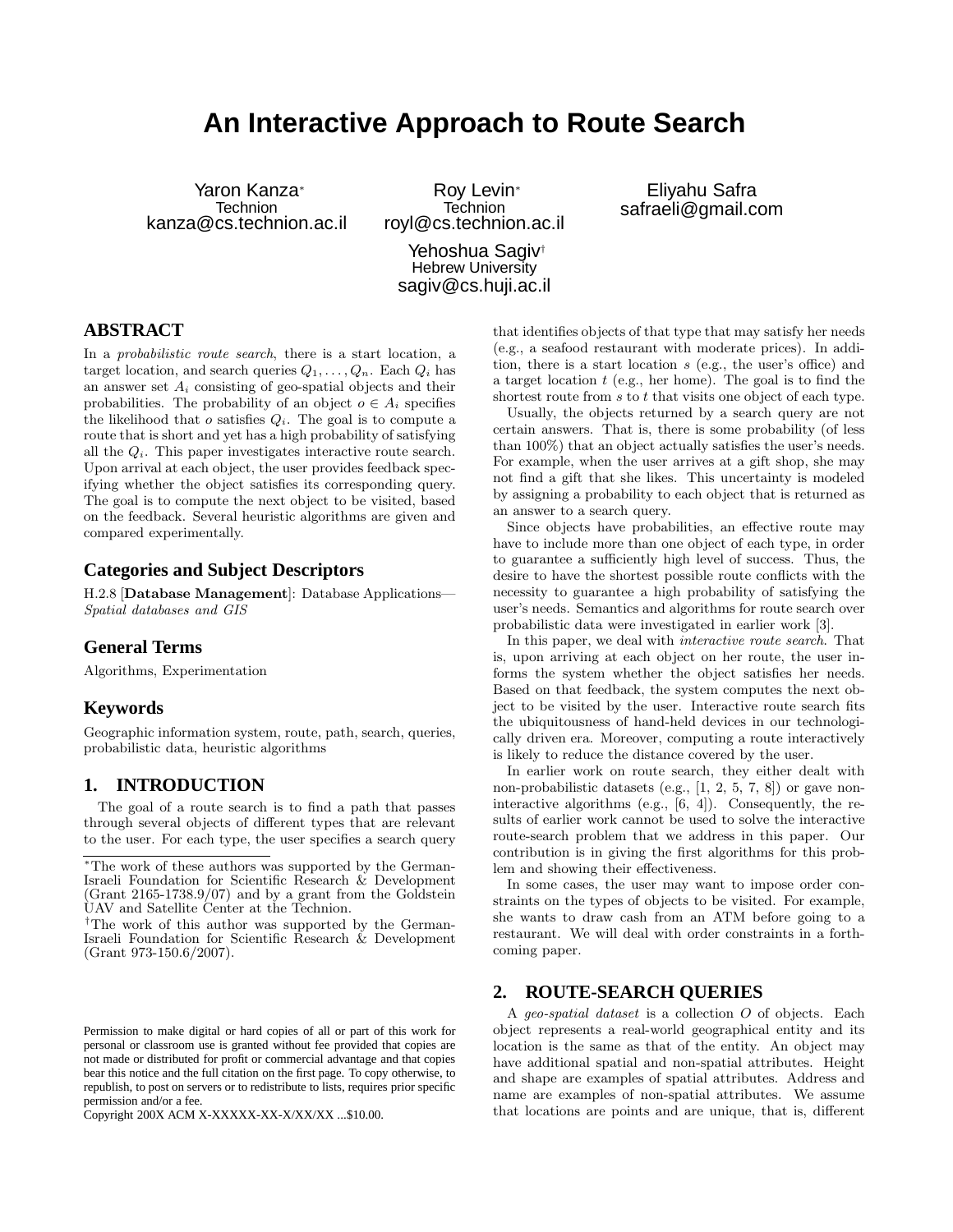# An Interactive Approach to Route Search

Yaron Kanza*
Technion
kanza@cs.technion.ac.il

Roy Levin*
Technion
royl@cs.technion.ac.il

Eliyahu Safra
safraeli@gmail.com

Yehoshua Sagiv†
Hebrew University
sagiv@cs.huji.ac.il

## ABSTRACT

In a *probabilistic route search*, there is a start location, a target location, and search queries $Q_1, \ldots, Q_n$. Each $Q_i$ has an answer set $A_i$ consisting of geo-spatial objects and their probabilities. The probability of an object $o \in A_i$ specifies the likelihood that $o$ satisfies $Q_i$. The goal is to compute a route that is short and yet has a high probability of satisfying all the $Q_i$. This paper investigates interactive route search. Upon arrival at each object, the user provides feedback specifying whether the object satisfies its corresponding query. The goal is to compute the next object to be visited, based on the feedback. Several heuristic algorithms are given and compared experimentally.

### Categories and Subject Descriptors

H.2.8 [**Database Management**]: Database Applications—*Spatial databases and GIS*

### General Terms

Algorithms, Experimentation

### Keywords

Geographic information system, route, path, search, queries, probabilistic data, heuristic algorithms

## 1. INTRODUCTION

The goal of a route search is to find a path that passes through several objects of different types that are relevant to the user. For each type, the user specifies a search query that identifies objects of that type that may satisfy her needs (e.g., a seafood restaurant with moderate prices). In addition, there is a start location $s$ (e.g., the user's office) and a target location $t$ (e.g., her home). The goal is to find the shortest route from $s$ to $t$ that visits one object of each type.

Usually, the objects returned by a search query are not certain answers. That is, there is some probability (of less than 100%) that an object actually satisfies the user's needs. For example, when the user arrives at a gift shop, she may not find a gift that she likes. This uncertainty is modeled by assigning a probability to each object that is returned as an answer to a search query.

Since objects have probabilities, an effective route may have to include more than one object of each type, in order to guarantee a sufficiently high level of success. Thus, the desire to have the shortest possible route conflicts with the necessity to guarantee a high probability of satisfying the user's needs. Semantics and algorithms for route search over probabilistic data were investigated in earlier work [3].

In this paper, we deal with *interactive route search*. That is, upon arriving at each object on her route, the user informs the system whether the object satisfies her needs. Based on that feedback, the system computes the next object to be visited by the user. Interactive route search fits the ubiquitousness of hand-held devices in our technologically driven era. Moreover, computing a route interactively is likely to reduce the distance covered by the user.

In earlier work on route search, they either dealt with non-probabilistic datasets (e.g., [1, 2, 5, 7, 8]) or gave non-interactive algorithms (e.g., [6, 4]). Consequently, the results of earlier work cannot be used to solve the interactive route-search problem that we address in this paper. Our contribution is in giving the first algorithms for this problem and showing their effectiveness.

In some cases, the user may want to impose order constraints on the types of objects to be visited. For example, she wants to draw cash from an ATM before going to a restaurant. We will deal with order constraints in a forthcoming paper.

## 2. ROUTE-SEARCH QUERIES

A *geo-spatial dataset* is a collection $O$ of objects. Each object represents a real-world geographical entity and its location is the same as that of the entity. An object may have additional spatial and non-spatial attributes. Height and shape are examples of spatial attributes. Address and name are examples of non-spatial attributes. We assume that locations are points and are unique, that is, different

*The work of these authors was supported by the German-Israeli Foundation for Scientific Research & Development (Grant 2165-1738.9/07) and by a grant from the Goldstein UAV and Satellite Center at the Technion.

†The work of this author was supported by the German-Israeli Foundation for Scientific Research & Development (Grant 973-150.6/2007).

Permission to make digital or hard copies of all or part of this work for personal or classroom use is granted without fee provided that copies are not made or distributed for profit or commercial advantage and that copies bear this notice and the full citation on the first page. To copy otherwise, to republish, to post on servers or to redistribute to lists, requires prior specific permission and/or a fee.
Copyright 200X ACM X-XXXXX-XX-X/XX/XX ...$10.00.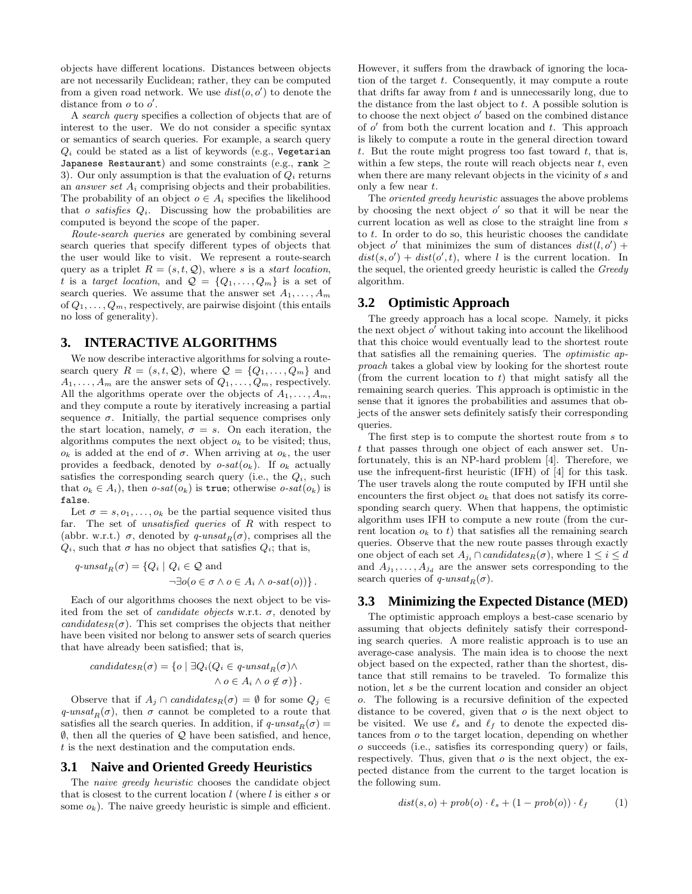objects have different locations. Distances between objects are not necessarily Euclidean; rather, they can be computed from a given road network. We use $dist(o, o')$ to denote the distance from $o$ to $o'$.

A *search query* specifies a collection of objects that are of interest to the user. We do not consider a specific syntax or semantics of search queries. For example, a search query $Q_i$ could be stated as a list of keywords (e.g., `Vegetarian Japanese Restaurant`) and some constraints (e.g., `rank` $\geq$ 3). Our only assumption is that the evaluation of $Q_i$ returns an *answer set* $A_i$ comprising objects and their probabilities. The probability of an object $o \in A_i$ specifies the likelihood that $o$ *satisfies* $Q_i$. Discussing how the probabilities are computed is beyond the scope of the paper.

*Route-search queries* are generated by combining several search queries that specify different types of objects that the user would like to visit. We represent a route-search query as a triplet $R = (s, t, \mathcal{Q})$, where $s$ is a *start location*, $t$ is a *target location*, and $\mathcal{Q} = \{Q_1, \ldots, Q_m\}$ is a set of search queries. We assume that the answer set $A_1, \ldots, A_m$ of $Q_1, \ldots, Q_m$, respectively, are pairwise disjoint (this entails no loss of generality).

## 3. INTERACTIVE ALGORITHMS

We now describe interactive algorithms for solving a route-search query $R = (s, t, \mathcal{Q})$, where $\mathcal{Q} = \{Q_1, \ldots, Q_m\}$ and $A_1, \ldots, A_m$ are the answer sets of $Q_1, \ldots, Q_m$, respectively. All the algorithms operate over the objects of $A_1, \ldots, A_m$, and they compute a route by iteratively increasing a partial sequence $\sigma$. Initially, the partial sequence comprises only the start location, namely, $\sigma = s$. On each iteration, the algorithms computes the next object $o_k$ to be visited; thus, $o_k$ is added at the end of $\sigma$. When arriving at $o_k$, the user provides a feedback, denoted by $o\text{-}sat(o_k)$. If $o_k$ actually satisfies the corresponding search query (i.e., the $Q_i$, such that $o_k \in A_i$), then $o\text{-}sat(o_k)$ is `true`; otherwise $o\text{-}sat(o_k)$ is `false`.

Let $\sigma = s, o_1, \ldots, o_k$ be the partial sequence visited thus far. The set of *unsatisfied queries* of $R$ with respect to (abbr. w.r.t.) $\sigma$, denoted by $q\text{-}unsat_R(\sigma)$, comprises all the $Q_i$, such that $\sigma$ has no object that satisfies $Q_i$; that is,

$$q\text{-}unsat_R(\sigma) = \{Q_i \mid Q_i \in \mathcal{Q} \text{ and } \neg\exists o(o \in \sigma \wedge o \in A_i \wedge o\text{-}sat(o))\}.$$

Each of our algorithms chooses the next object to be visited from the set of *candidate objects* w.r.t. $\sigma$, denoted by $candidates_R(\sigma)$. This set comprises the objects that neither have been visited nor belong to answer sets of search queries that have already been satisfied; that is,

$$candidates_R(\sigma) = \{o \mid \exists Q_i(Q_i \in q\text{-}unsat_R(\sigma) \wedge \wedge o \in A_i \wedge o \notin \sigma)\}.$$

Observe that if $A_j \cap candidates_R(\sigma) = \emptyset$ for some $Q_j \in q\text{-}unsat_R(\sigma)$, then $\sigma$ cannot be completed to a route that satisfies all the search queries. In addition, if $q\text{-}unsat_R(\sigma) = \emptyset$, then all the queries of $\mathcal{Q}$ have been satisfied, and hence, $t$ is the next destination and the computation ends.

### 3.1 Naive and Oriented Greedy Heuristics

The naive greedy heuristic chooses the candidate object that is closest to the current location $l$ (where $l$ is either $s$ or some $o_k$). The naive greedy heuristic is simple and efficient. However, it suffers from the drawback of ignoring the location of the target $t$. Consequently, it may compute a route that drifts far away from $t$ and is unnecessarily long, due to the distance from the last object to $t$. A possible solution is to choose the next object $o'$ based on the combined distance of $o'$ from both the current location and $t$. This approach is likely to compute a route in the general direction toward $t$. But the route might progress too fast toward $t$, that is, within a few steps, the route will reach objects near $t$, even when there are many relevant objects in the vicinity of $s$ and only a few near $t$.

The *oriented greedy heuristic* assuages the above problems by choosing the next object $o'$ so that it will be near the current location as well as close to the straight line from $s$ to $t$. In order to do so, this heuristic chooses the candidate object $o'$ that minimizes the sum of distances $dist(l, o') + dist(s, o') + dist(o', t)$, where $l$ is the current location. In the sequel, the oriented greedy heuristic is called the *Greedy* algorithm.

### 3.2 Optimistic Approach

The greedy approach has a local scope. Namely, it picks the next object $o'$ without taking into account the likelihood that this choice would eventually lead to the shortest route that satisfies all the remaining queries. The *optimistic approach* takes a global view by looking for the shortest route (from the current location to $t$) that might satisfy all the remaining search queries. This approach is optimistic in the sense that it ignores the probabilities and assumes that objects of the answer sets definitely satisfy their corresponding queries.

The first step is to compute the shortest route from $s$ to $t$ that passes through one object of each answer set. Unfortunately, this is an NP-hard problem [4]. Therefore, we use the infrequent-first heuristic (IFH) of [4] for this task. The user travels along the route computed by IFH until she encounters the first object $o_k$ that does not satisfy its corresponding search query. When that happens, the optimistic algorithm uses IFH to compute a new route (from the current location $o_k$ to $t$) that satisfies all the remaining search queries. Observe that the new route passes through exactly one object of each set $A_{j_i} \cap candidates_R(\sigma)$, where $1 \leq i \leq d$ and $A_{j_1}, \ldots, A_{j_d}$ are the answer sets corresponding to the search queries of $q\text{-}unsat_R(\sigma)$.

### 3.3 Minimizing the Expected Distance (MED)

The optimistic approach employs a best-case scenario by assuming that objects definitely satisfy their corresponding search queries. A more realistic approach is to use an average-case analysis. The main idea is to choose the next object based on the expected, rather than the shortest, distance that still remains to be traveled. To formalize this notion, let $s$ be the current location and consider an object $o$. The following is a recursive definition of the expected distance to be covered, given that $o$ is the next object to be visited. We use $\ell_s$ and $\ell_f$ to denote the expected distances from $o$ to the target location, depending on whether $o$ succeeds (i.e., satisfies its corresponding query) or fails, respectively. Thus, given that $o$ is the next object, the expected distance from the current to the target location is the following sum.

$$dist(s, o) + prob(o) \cdot \ell_s + (1 - prob(o)) \cdot \ell_f \qquad (1)$$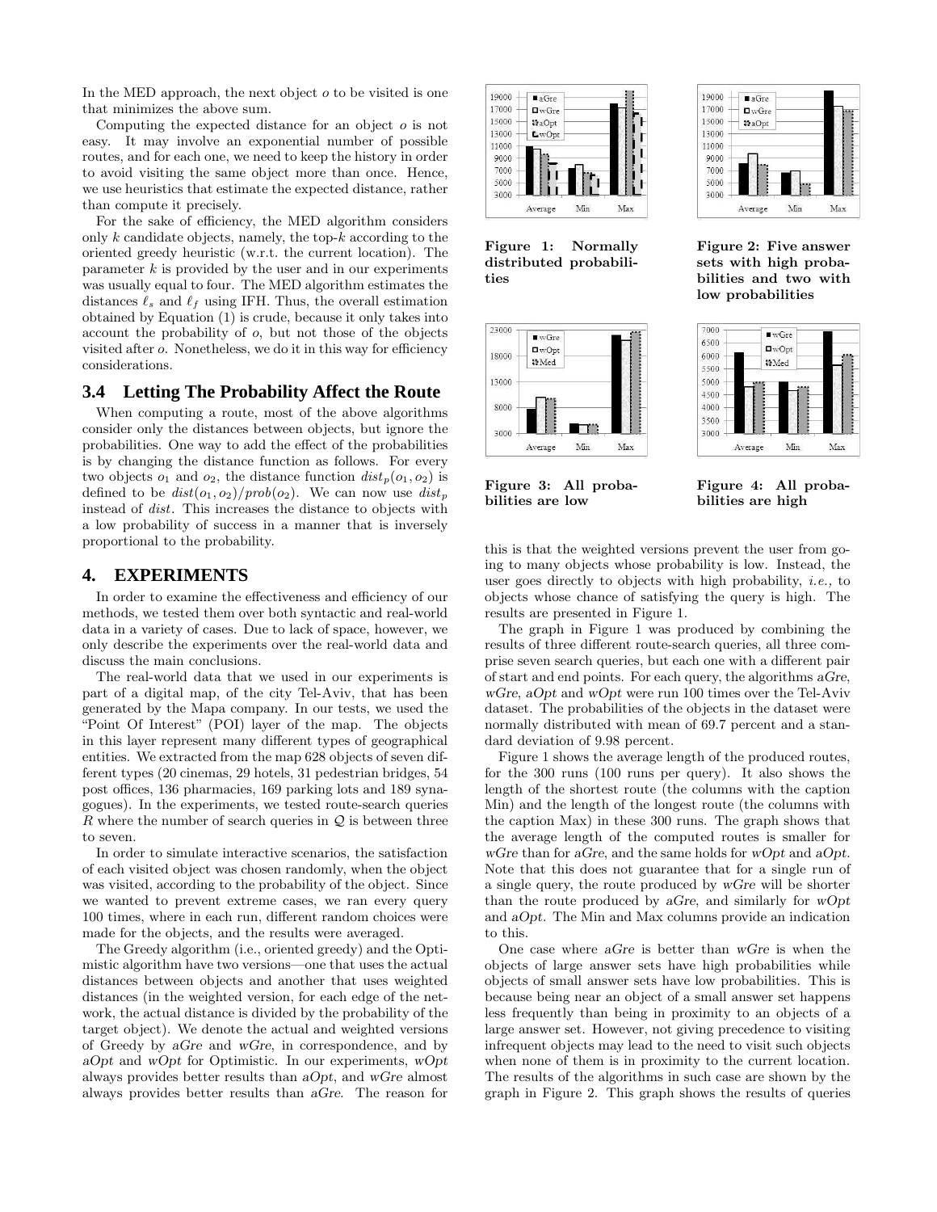In the MED approach, the next object $o$ to be visited is one that minimizes the above sum.

Computing the expected distance for an object $o$ is not easy. It may involve an exponential number of possible routes, and for each one, we need to keep the history in order to avoid visiting the same object more than once. Hence, we use heuristics that estimate the expected distance, rather than compute it precisely.

For the sake of efficiency, the MED algorithm considers only $k$ candidate objects, namely, the top-$k$ according to the oriented greedy heuristic (w.r.t. the current location). The parameter $k$ is provided by the user and in our experiments was usually equal to four. The MED algorithm estimates the distances $\ell_s$ and $\ell_f$ using IFH. Thus, the overall estimation obtained by Equation (1) is crude, because it only takes into account the probability of $o$, but not those of the objects visited after $o$. Nonetheless, we do it in this way for efficiency considerations.

### 3.4 Letting The Probability Affect the Route

When computing a route, most of the above algorithms consider only the distances between objects, but ignore the probabilities. One way to add the effect of the probabilities is by changing the distance function as follows. For every two objects $o_1$ and $o_2$, the distance function $dist_p(o_1, o_2)$ is defined to be $dist(o_1, o_2)/prob(o_2)$. We can now use $dist_p$ instead of $dist$. This increases the distance to objects with a low probability of success in a manner that is inversely proportional to the probability.

## 4. EXPERIMENTS

In order to examine the effectiveness and efficiency of our methods, we tested them over both syntactic and real-world data in a variety of cases. Due to lack of space, however, we only describe the experiments over the real-world data and discuss the main conclusions.

The real-world data that we used in our experiments is part of a digital map, of the city Tel-Aviv, that has been generated by the Mapa company. In our tests, we used the "Point Of Interest" (POI) layer of the map. The objects in this layer represent many different types of geographical entities. We extracted from the map 628 objects of seven different types (20 cinemas, 29 hotels, 31 pedestrian bridges, 54 post offices, 136 pharmacies, 169 parking lots and 189 synagogues). In the experiments, we tested route-search queries $R$ where the number of search queries in $\mathcal{Q}$ is between three to seven.

In order to simulate interactive scenarios, the satisfaction of each visited object was chosen randomly, when the object was visited, according to the probability of the object. Since we wanted to prevent extreme cases, we ran every query 100 times, where in each run, different random choices were made for the objects, and the results were averaged.

The Greedy algorithm (i.e., oriented greedy) and the Optimistic algorithm have two versions—one that uses the actual distances between objects and another that uses weighted distances (in the weighted version, for each edge of the network, the actual distance is divided by the probability of the target object). We denote the actual and weighted versions of Greedy by *aGre* and *wGre*, in correspondence, and by *aOpt* and *wOpt* for Optimistic. In our experiments, *wOpt* always provides better results than *aOpt*, and *wGre* almost always provides better results than *aGre*. The reason for this is that the weighted versions prevent the user from going to many objects whose probability is low. Instead, the user goes directly to objects with high probability, *i.e.,* to objects whose chance of satisfying the query is high. The results are presented in Figure 1.

**Figure 1: Normally distributed probabilities**

**Figure 2: Five answer sets with high probabilities and two with low probabilities**

**Figure 3: All probabilities are low**

**Figure 4: All probabilities are high**

The graph in Figure 1 was produced by combining the results of three different route-search queries, all three comprise seven search queries, but each one with a different pair of start and end points. For each query, the algorithms *aGre*, *wGre*, *aOpt* and *wOpt* were run 100 times over the Tel-Aviv dataset. The probabilities of the objects in the dataset were normally distributed with mean of 69.7 percent and a standard deviation of 9.98 percent.

Figure 1 shows the average length of the produced routes, for the 300 runs (100 runs per query). It also shows the length of the shortest route (the columns with the caption Min) and the length of the longest route (the columns with the caption Max) in these 300 runs. The graph shows that the average length of the computed routes is smaller for *wGre* than for *aGre*, and the same holds for *wOpt* and *aOpt*. Note that this does not guarantee that for a single run of a single query, the route produced by *wGre* will be shorter than the route produced by *aGre*, and similarly for *wOpt* and *aOpt*. The Min and Max columns provide an indication to this.

One case where *aGre* is better than *wGre* is when the objects of large answer sets have high probabilities while objects of small answer sets have low probabilities. This is because being near an object of a small answer set happens less frequently than being in proximity to an objects of a large answer set. However, not giving precedence to visiting infrequent objects may lead to the need to visit such objects when none of them is in proximity to the current location. The results of the algorithms in such case are shown by the graph in Figure 2. This graph shows the results of queries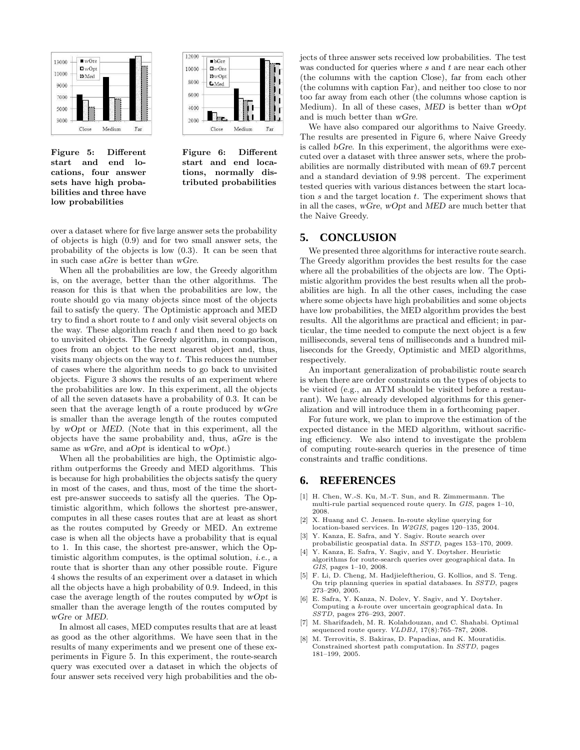13000
11000
9000
7000
5000
3000

wGre
wOpt
Med

Close Medium Far

**Figure 5: Different start and end locations, four answer sets have high probabilities and three have low probabilities**

12000
10000
8000
6000
4000
2000

bGre
wGre
wOpt
Med

Close Medium Far

**Figure 6: Different start and end locations, normally distributed probabilities**

over a dataset where for five large answer sets the probability of objects is high (0.9) and for two small answer sets, the probability of the objects is low (0.3). It can be seen that in such case *aGre* is better than *wGre*.

When all the probabilities are low, the Greedy algorithm is, on the average, better than the other algorithms. The reason for this is that when the probabilities are low, the route should go via many objects since most of the objects fail to satisfy the query. The Optimistic approach and MED try to find a short route to $t$ and only visit several objects on the way. These algorithm reach $t$ and then need to go back to unvisited objects. The Greedy algorithm, in comparison, goes from an object to the next nearest object and, thus, visits many objects on the way to $t$. This reduces the number of cases where the algorithm needs to go back to unvisited objects. Figure 3 shows the results of an experiment where the probabilities are low. In this experiment, all the objects of all the seven datasets have a probability of 0.3. It can be seen that the average length of a route produced by *wGre* is smaller than the average length of the routes computed by *wOpt* or *MED*. (Note that in this experiment, all the objects have the same probability and, thus, *aGre* is the same as *wGre*, and *aOpt* is identical to *wOpt*.)

When all the probabilities are high, the Optimistic algorithm outperforms the Greedy and MED algorithms. This is because for high probabilities the objects satisfy the query in most of the cases, and thus, most of the time the shortest pre-answer succeeds to satisfy all the queries. The Optimistic algorithm, which follows the shortest pre-answer, computes in all these cases routes that are at least as short as the routes computed by Greedy or MED. An extreme case is when all the objects have a probability that is equal to 1. In this case, the shortest pre-answer, which the Optimistic algorithm computes, is the optimal solution, *i.e.,* a route that is shorter than any other possible route. Figure 4 shows the results of an experiment over a dataset in which all the objects have a high probability of 0.9. Indeed, in this case the average length of the routes computed by *wOpt* is smaller than the average length of the routes computed by *wGre* or *MED*.

In almost all cases, MED computes results that are at least as good as the other algorithms. We have seen that in the results of many experiments and we present one of these experiments in Figure 5. In this experiment, the route-search query was executed over a dataset in which the objects of four answer sets received very high probabilities and the objects of three answer sets received low probabilities. The test was conducted for queries where $s$ and $t$ are near each other (the columns with the caption Close), far from each other (the columns with caption Far), and neither too close to nor too far away from each other (the columns whose caption is Medium). In all of these cases, *MED* is better than *wOpt* and is much better than *wGre*.

We have also compared our algorithms to Naive Greedy. The results are presented in Figure 6, where Naive Greedy is called *bGre*. In this experiment, the algorithms were executed over a dataset with three answer sets, where the probabilities are normally distributed with mean of 69.7 percent and a standard deviation of 9.98 percent. The experiment tested queries with various distances between the start location $s$ and the target location $t$. The experiment shows that in all the cases, *wGre*, *wOpt* and *MED* are much better that the Naive Greedy.

## 5. CONCLUSION

We presented three algorithms for interactive route search. The Greedy algorithm provides the best results for the case where all the probabilities of the objects are low. The Optimistic algorithm provides the best results when all the probabilities are high. In all the other cases, including the case where some objects have high probabilities and some objects have low probabilities, the MED algorithm provides the best results. All the algorithms are practical and efficient; in particular, the time needed to compute the next object is a few milliseconds, several tens of milliseconds and a hundred milliseconds for the Greedy, Optimistic and MED algorithms, respectively.

An important generalization of probabilistic route search is when there are order constraints on the types of objects to be visited (e.g., an ATM should be visited before a restaurant). We have already developed algorithms for this generalization and will introduce them in a forthcoming paper.

For future work, we plan to improve the estimation of the expected distance in the MED algorithm, without sacrificing efficiency. We also intend to investigate the problem of computing route-search queries in the presence of time constraints and traffic conditions.

## 6. REFERENCES

[1] H. Chen, W.-S. Ku, M.-T. Sun, and R. Zimmermann. The multi-rule partial sequenced route query. In *GIS*, pages 1–10, 2008.

[2] X. Huang and C. Jensen. In-route skyline querying for location-based services. In *W2GIS*, pages 120–135, 2004.

[3] Y. Kanza, E. Safra, and Y. Sagiv. Route search over probabilistic geospatial data. In *SSTD*, pages 153–170, 2009.

[4] Y. Kanza, E. Safra, Y. Sagiv, and Y. Doytsher. Heuristic algorithms for route-search queries over geographical data. In *GIS*, pages 1–10, 2008.

[5] F. Li, D. Cheng, M. Hadjieleftheriou, G. Kollios, and S. Teng. On trip planning queries in spatial databases. In *SSTD*, pages 273–290, 2005.

[6] E. Safra, Y. Kanza, N. Dolev, Y. Sagiv, and Y. Doytsher. Computing a $k$-route over uncertain geographical data. In *SSTD*, pages 276–293, 2007.

[7] M. Sharifzadeh, M. R. Kolahdouzan, and C. Shahabi. Optimal sequenced route query. *VLDBJ*, 17(8):765–787, 2008.

[8] M. Terrovitis, S. Bakiras, D. Papadias, and K. Mouratidis. Constrained shortest path computation. In *SSTD*, pages 181–199, 2005.